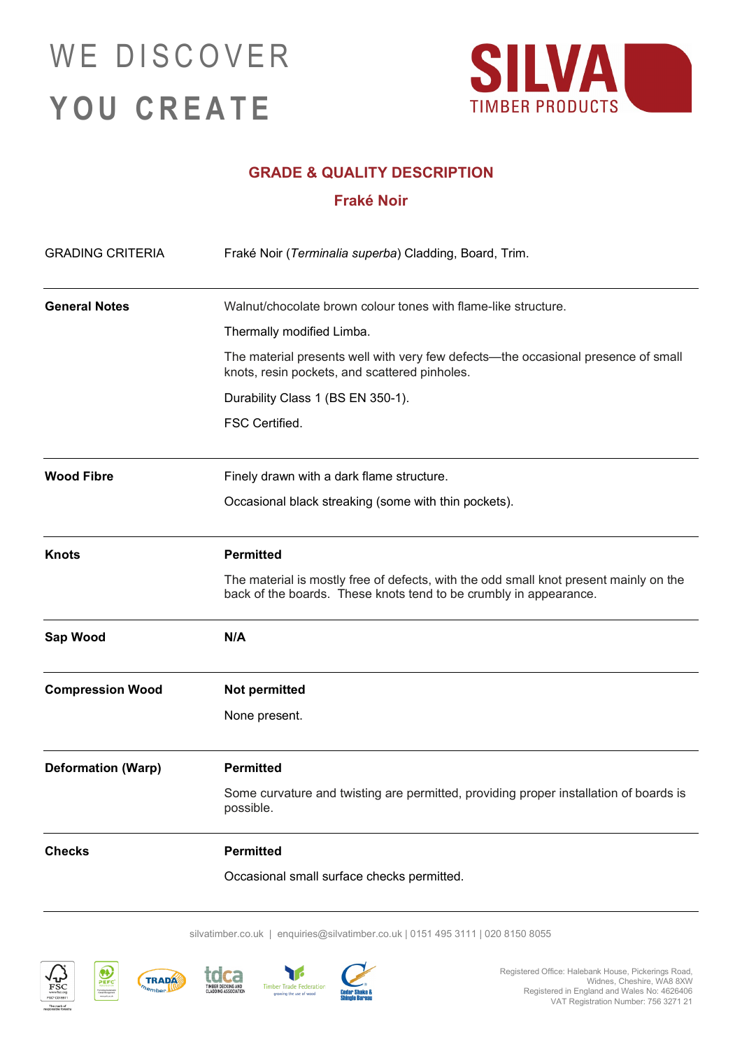WE DISCOVER

**YOU CREATE**

SILVA
TIMBER PRODUCTS

## GRADE & QUALITY DESCRIPTION

### Fraké Noir

| GRADING CRITERIA | Fraké Noir (*Terminalia superba*) Cladding, Board, Trim. |
|---|---|
| **General Notes** | Walnut/chocolate brown colour tones with flame-like structure.<br>Thermally modified Limba.<br>The material presents well with very few defects—the occasional presence of small knots, resin pockets, and scattered pinholes.<br>Durability Class 1 (BS EN 350-1).<br>FSC Certified. |
| **Wood Fibre** | Finely drawn with a dark flame structure.<br>Occasional black streaking (some with thin pockets). |
| **Knots** | **Permitted**<br>The material is mostly free of defects, with the odd small knot present mainly on the back of the boards. These knots tend to be crumbly in appearance. |
| **Sap Wood** | **N/A** |
| **Compression Wood** | **Not permitted**<br>None present. |
| **Deformation (Warp)** | **Permitted**<br>Some curvature and twisting are permitted, providing proper installation of boards is possible. |
| **Checks** | **Permitted**<br>Occasional small surface checks permitted. |

silvatimber.co.uk | enquiries@silvatimber.co.uk | 0151 495 3111 | 020 8150 8055

Registered Office: Halebank House, Pickerings Road, Widnes, Cheshire, WA8 8XW
Registered in England and Wales No: 4626406
VAT Registration Number: 756 3271 21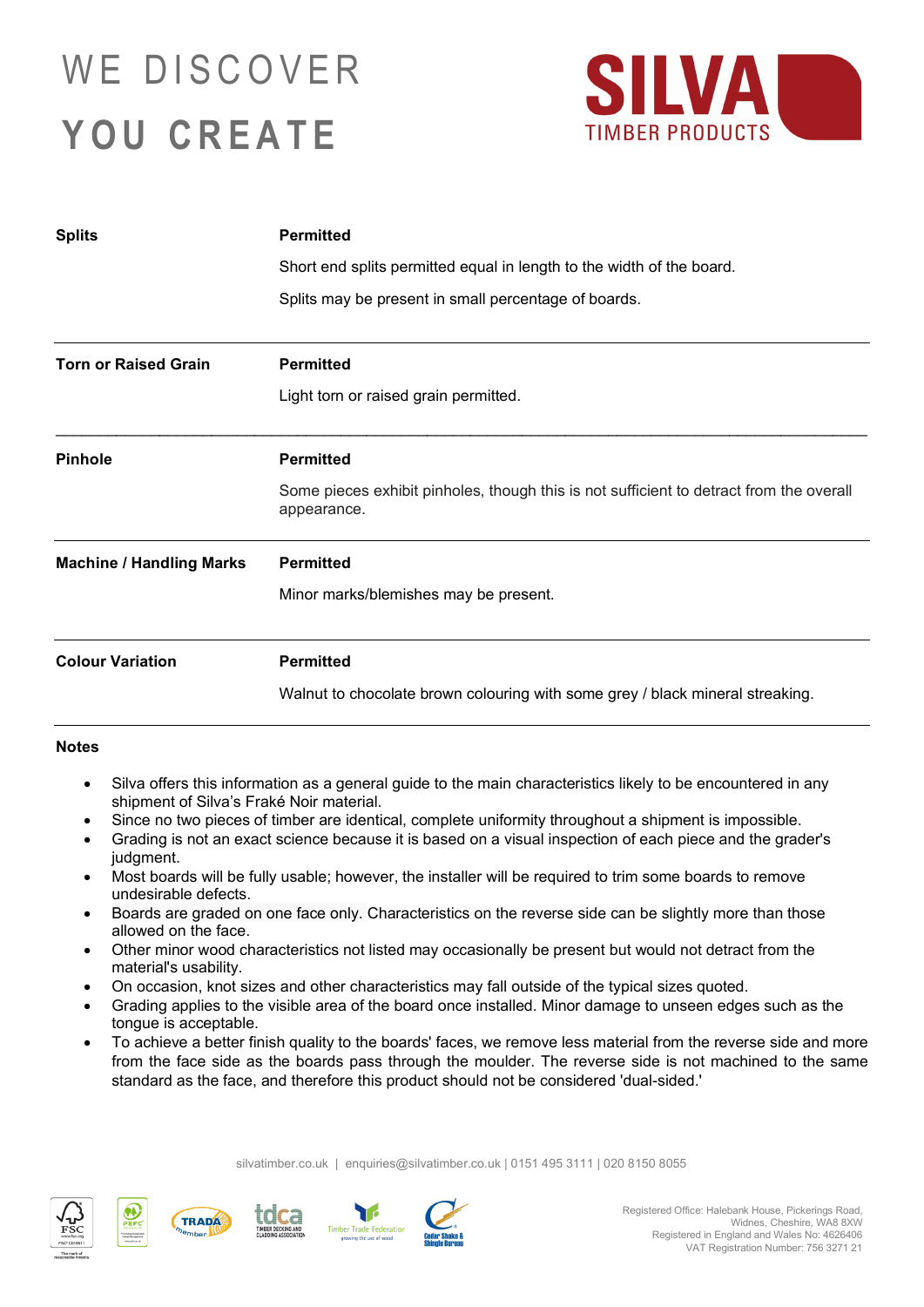| | | |
|---|---|---|
| **Splits** | **Permitted** | |
| | Short end splits permitted equal in length to the width of the board. | |
| | Splits may be present in small percentage of boards. | |

| | |
|---|---|
| **Splits** | **Permitted**<br>Short end splits permitted equal in length to the width of the board.<br>Splits may be present in small percentage of boards. |
| **Torn or Raised Grain** | **Permitted**<br>Light torn or raised grain permitted. |
| **Pinhole** | **Permitted**<br>Some pieces exhibit pinholes, though this is not sufficient to detract from the overall appearance. |
| **Machine / Handling Marks** | **Permitted**<br>Minor marks/blemishes may be present. |
| **Colour Variation** | **Permitted**<br>Walnut to chocolate brown colouring with some grey / black mineral streaking. |

**Notes**

- Silva offers this information as a general guide to the main characteristics likely to be encountered in any shipment of Silva's Fraké Noir material.
- Since no two pieces of timber are identical, complete uniformity throughout a shipment is impossible.
- Grading is not an exact science because it is based on a visual inspection of each piece and the grader's judgment.
- Most boards will be fully usable; however, the installer will be required to trim some boards to remove undesirable defects.
- Boards are graded on one face only. Characteristics on the reverse side can be slightly more than those allowed on the face.
- Other minor wood characteristics not listed may occasionally be present but would not detract from the material's usability.
- On occasion, knot sizes and other characteristics may fall outside of the typical sizes quoted.
- Grading applies to the visible area of the board once installed. Minor damage to unseen edges such as the tongue is acceptable.
- To achieve a better finish quality to the boards' faces, we remove less material from the reverse side and more from the face side as the boards pass through the moulder. The reverse side is not machined to the same standard as the face, and therefore this product should not be considered 'dual-sided.'